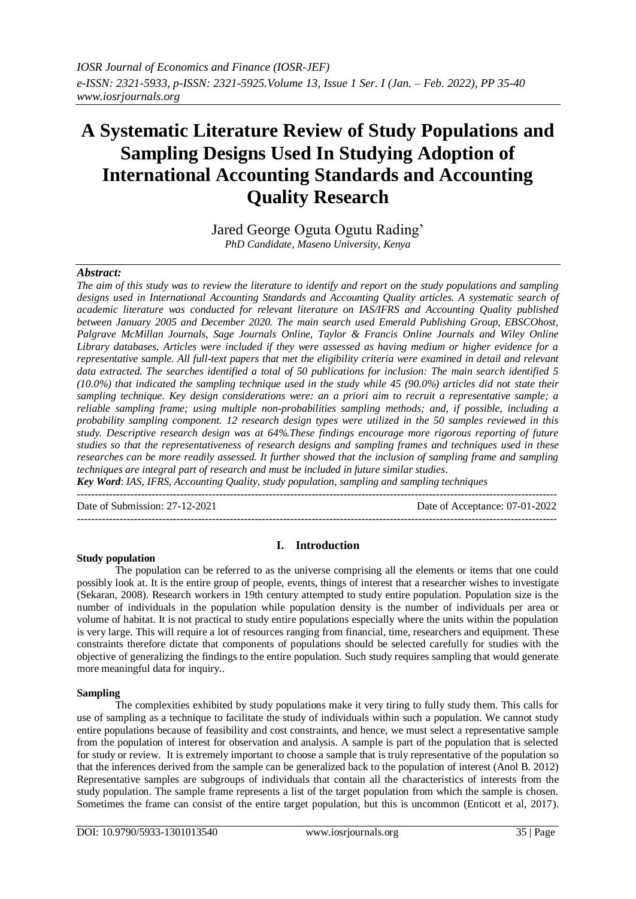# A Systematic Literature Review of Study Populations and Sampling Designs Used In Studying Adoption of International Accounting Standards and Accounting Quality Research

Jared George Oguta Ogutu Rading'

*PhD Candidate, Maseno University, Kenya*

***Abstract:***

*The aim of this study was to review the literature to identify and report on the study populations and sampling designs used in International Accounting Standards and Accounting Quality articles. A systematic search of academic literature was conducted for relevant literature on IAS/IFRS and Accounting Quality published between January 2005 and December 2020. The main search used Emerald Publishing Group, EBSCOhost, Palgrave McMillan Journals, Sage Journals Online, Taylor & Francis Online Journals and Wiley Online Library databases. Articles were included if they were assessed as having medium or higher evidence for a representative sample. All full-text papers that met the eligibility criteria were examined in detail and relevant data extracted. The searches identified a total of 50 publications for inclusion: The main search identified 5 (10.0%) that indicated the sampling technique used in the study while 45 (90.0%) articles did not state their sampling technique. Key design considerations were: an a priori aim to recruit a representative sample; a reliable sampling frame; using multiple non-probabilities sampling methods; and, if possible, including a probability sampling component. 12 research design types were utilized in the 50 samples reviewed in this study. Descriptive research design was at 64%.These findings encourage more rigorous reporting of future studies so that the representativeness of research designs and sampling frames and techniques used in these researches can be more readily assessed. It further showed that the inclusion of sampling frame and sampling techniques are integral part of research and must be included in future similar studies.*

***Key Word****: IAS, IFRS, Accounting Quality, study population, sampling and sampling techniques*

Date of Submission: 27-12-2021 | Date of Acceptance: 07-01-2022

## I. Introduction

### Study population

The population can be referred to as the universe comprising all the elements or items that one could possibly look at. It is the entire group of people, events, things of interest that a researcher wishes to investigate (Sekaran, 2008). Research workers in 19th century attempted to study entire population. Population size is the number of individuals in the population while population density is the number of individuals per area or volume of habitat. It is not practical to study entire populations especially where the units within the population is very large. This will require a lot of resources ranging from financial, time, researchers and equipment. These constraints therefore dictate that components of populations should be selected carefully for studies with the objective of generalizing the findings to the entire population. Such study requires sampling that would generate more meaningful data for inquiry..

### Sampling

The complexities exhibited by study populations make it very tiring to fully study them. This calls for use of sampling as a technique to facilitate the study of individuals within such a population. We cannot study entire populations because of feasibility and cost constraints, and hence, we must select a representative sample from the population of interest for observation and analysis. A sample is part of the population that is selected for study or review. It is extremely important to choose a sample that is truly representative of the population so that the inferences derived from the sample can be generalized back to the population of interest (Anol B. 2012) Representative samples are subgroups of individuals that contain all the characteristics of interests from the study population. The sample frame represents a list of the target population from which the sample is chosen. Sometimes the frame can consist of the entire target population, but this is uncommon (Enticott et al, 2017).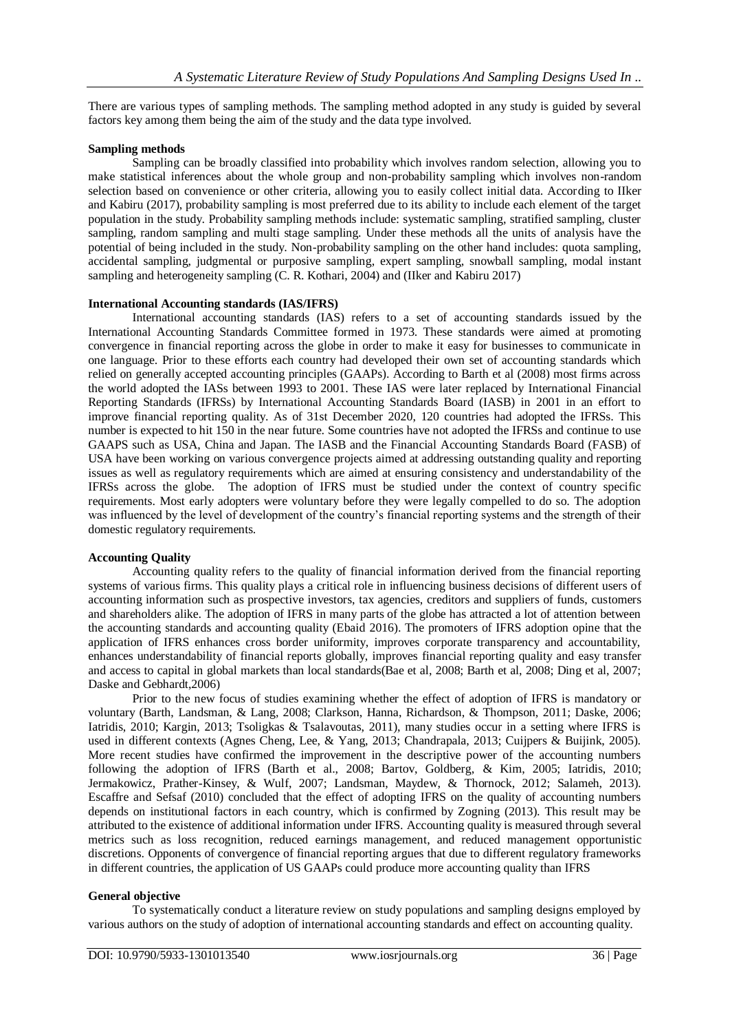There are various types of sampling methods. The sampling method adopted in any study is guided by several factors key among them being the aim of the study and the data type involved.

**Sampling methods**

Sampling can be broadly classified into probability which involves random selection, allowing you to make statistical inferences about the whole group and non-probability sampling which involves non-random selection based on convenience or other criteria, allowing you to easily collect initial data. According to IIker and Kabiru (2017), probability sampling is most preferred due to its ability to include each element of the target population in the study. Probability sampling methods include: systematic sampling, stratified sampling, cluster sampling, random sampling and multi stage sampling. Under these methods all the units of analysis have the potential of being included in the study. Non-probability sampling on the other hand includes: quota sampling, accidental sampling, judgmental or purposive sampling, expert sampling, snowball sampling, modal instant sampling and heterogeneity sampling (C. R. Kothari, 2004) and (IIker and Kabiru 2017)

**International Accounting standards (IAS/IFRS)**

International accounting standards (IAS) refers to a set of accounting standards issued by the International Accounting Standards Committee formed in 1973. These standards were aimed at promoting convergence in financial reporting across the globe in order to make it easy for businesses to communicate in one language. Prior to these efforts each country had developed their own set of accounting standards which relied on generally accepted accounting principles (GAAPs). According to Barth et al (2008) most firms across the world adopted the IASs between 1993 to 2001. These IAS were later replaced by International Financial Reporting Standards (IFRSs) by International Accounting Standards Board (IASB) in 2001 in an effort to improve financial reporting quality. As of 31st December 2020, 120 countries had adopted the IFRSs. This number is expected to hit 150 in the near future. Some countries have not adopted the IFRSs and continue to use GAAPS such as USA, China and Japan. The IASB and the Financial Accounting Standards Board (FASB) of USA have been working on various convergence projects aimed at addressing outstanding quality and reporting issues as well as regulatory requirements which are aimed at ensuring consistency and understandability of the IFRSs across the globe. The adoption of IFRS must be studied under the context of country specific requirements. Most early adopters were voluntary before they were legally compelled to do so. The adoption was influenced by the level of development of the country's financial reporting systems and the strength of their domestic regulatory requirements.

**Accounting Quality**

Accounting quality refers to the quality of financial information derived from the financial reporting systems of various firms. This quality plays a critical role in influencing business decisions of different users of accounting information such as prospective investors, tax agencies, creditors and suppliers of funds, customers and shareholders alike. The adoption of IFRS in many parts of the globe has attracted a lot of attention between the accounting standards and accounting quality (Ebaid 2016). The promoters of IFRS adoption opine that the application of IFRS enhances cross border uniformity, improves corporate transparency and accountability, enhances understandability of financial reports globally, improves financial reporting quality and easy transfer and access to capital in global markets than local standards(Bae et al, 2008; Barth et al, 2008; Ding et al, 2007; Daske and Gebhardt,2006)

Prior to the new focus of studies examining whether the effect of adoption of IFRS is mandatory or voluntary (Barth, Landsman, & Lang, 2008; Clarkson, Hanna, Richardson, & Thompson, 2011; Daske, 2006; Iatridis, 2010; Kargin, 2013; Tsoligkas & Tsalavoutas, 2011), many studies occur in a setting where IFRS is used in different contexts (Agnes Cheng, Lee, & Yang, 2013; Chandrapala, 2013; Cuijpers & Buijink, 2005). More recent studies have confirmed the improvement in the descriptive power of the accounting numbers following the adoption of IFRS (Barth et al., 2008; Bartov, Goldberg, & Kim, 2005; Iatridis, 2010; Jermakowicz, Prather-Kinsey, & Wulf, 2007; Landsman, Maydew, & Thornock, 2012; Salameh, 2013). Escaffre and Sefsaf (2010) concluded that the effect of adopting IFRS on the quality of accounting numbers depends on institutional factors in each country, which is confirmed by Zogning (2013). This result may be attributed to the existence of additional information under IFRS. Accounting quality is measured through several metrics such as loss recognition, reduced earnings management, and reduced management opportunistic discretions. Opponents of convergence of financial reporting argues that due to different regulatory frameworks in different countries, the application of US GAAPs could produce more accounting quality than IFRS

**General objective**

To systematically conduct a literature review on study populations and sampling designs employed by various authors on the study of adoption of international accounting standards and effect on accounting quality.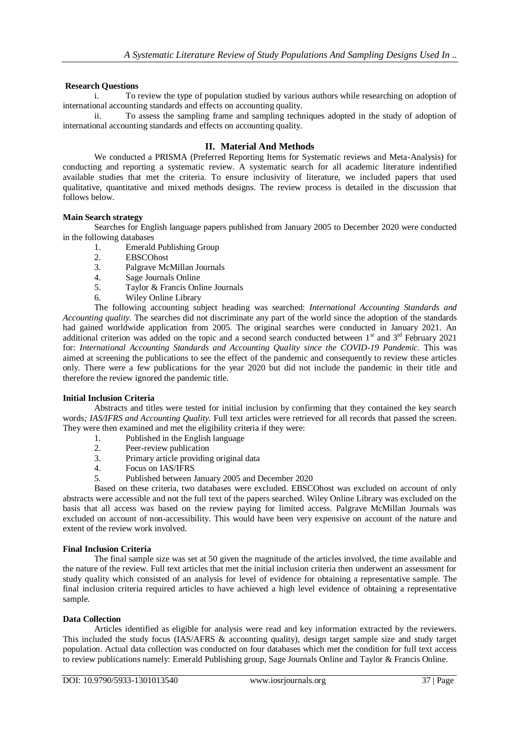**Research Questions**

i. To review the type of population studied by various authors while researching on adoption of international accounting standards and effects on accounting quality.

ii. To assess the sampling frame and sampling techniques adopted in the study of adoption of international accounting standards and effects on accounting quality.

## II. Material And Methods

We conducted a PRISMA (Preferred Reporting Items for Systematic reviews and Meta-Analysis) for conducting and reporting a systematic review. A systematic search for all academic literature indentified available studies that met the criteria. To ensure inclusivity of literature, we included papers that used qualitative, quantitative and mixed methods designs. The review process is detailed in the discussion that follows below.

**Main Search strategy**

Searches for English language papers published from January 2005 to December 2020 were conducted in the following databases

1. Emerald Publishing Group
2. EBSCOhost
3. Palgrave McMillan Journals
4. Sage Journals Online
5. Taylor & Francis Online Journals
6. Wiley Online Library

The following accounting subject heading was searched: *International Accounting Standards and Accounting quality.* The searches did not discriminate any part of the world since the adoption of the standards had gained worldwide application from 2005. The original searches were conducted in January 2021. An additional criterion was added on the topic and a second search conducted between 1st and 3rd February 2021 for: *International Accounting Standards and Accounting Quality since the COVID-19 Pandemic.* This was aimed at screening the publications to see the effect of the pandemic and consequently to review these articles only. There were a few publications for the year 2020 but did not include the pandemic in their title and therefore the review ignored the pandemic title.

**Initial Inclusion Criteria**

Abstracts and titles were tested for initial inclusion by confirming that they contained the key search words*; IAS/IFRS and Accounting Quality.* Full text articles were retrieved for all records that passed the screen. They were then examined and met the eligibility criteria if they were:

1. Published in the English language
2. Peer-review publication
3. Primary article providing original data
4. Focus on IAS/IFRS
5. Published between January 2005 and December 2020

Based on these criteria, two databases were excluded. EBSCOhost was excluded on account of only abstracts were accessible and not the full text of the papers searched. Wiley Online Library was excluded on the basis that all access was based on the review paying for limited access. Palgrave McMillan Journals was excluded on account of non-accessibility. This would have been very expensive on account of the nature and extent of the review work involved.

**Final Inclusion Criteria**

The final sample size was set at 50 given the magnitude of the articles involved, the time available and the nature of the review. Full text articles that met the initial inclusion criteria then underwent an assessment for study quality which consisted of an analysis for level of evidence for obtaining a representative sample. The final inclusion criteria required articles to have achieved a high level evidence of obtaining a representative sample.

**Data Collection**

Articles identified as eligible for analysis were read and key information extracted by the reviewers. This included the study focus (IAS/AFRS & accounting quality), design target sample size and study target population. Actual data collection was conducted on four databases which met the condition for full text access to review publications namely: Emerald Publishing group, Sage Journals Online and Taylor & Francis Online.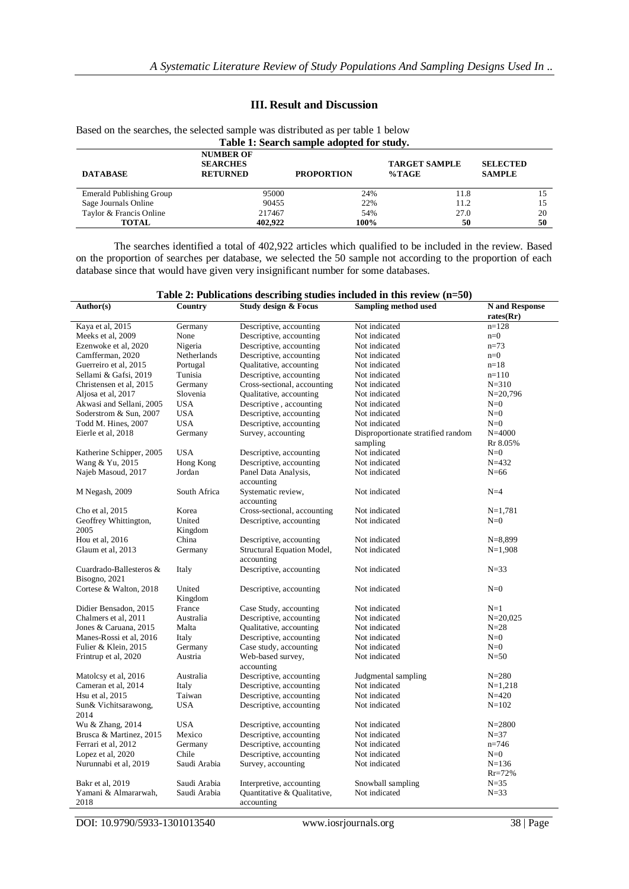## III. Result and Discussion

Based on the searches, the selected sample was distributed as per table 1 below

**Table 1: Search sample adopted for study.**

| DATABASE | NUMBER OF SEARCHES RETURNED | PROPORTION | TARGET SAMPLE %TAGE | SELECTED SAMPLE |
|---|---|---|---|---|
| Emerald Publishing Group | 95000 | 24% | 11.8 | 15 |
| Sage Journals Online | 90455 | 22% | 11.2 | 15 |
| Taylor & Francis Online | 217467 | 54% | 27.0 | 20 |
| **TOTAL** | **402,922** | **100%** | **50** | **50** |

The searches identified a total of 402,922 articles which qualified to be included in the review. Based on the proportion of searches per database, we selected the 50 sample not according to the proportion of each database since that would have given very insignificant number for some databases.

**Table 2: Publications describing studies included in this review (n=50)**

| Author(s) | Country | Study design & Focus | Sampling method used | N and Response rates(Rr) |
|---|---|---|---|---|
| Kaya et al, 2015 | Germany | Descriptive, accounting | Not indicated | n=128 |
| Meeks et al, 2009 | None | Descriptive, accounting | Not indicated | n=0 |
| Ezenwoke et al, 2020 | Nigeria | Descriptive, accounting | Not indicated | n=73 |
| Camfferman, 2020 | Netherlands | Descriptive, accounting | Not indicated | n=0 |
| Guerreiro et al, 2015 | Portugal | Qualitative, accounting | Not indicated | n=18 |
| Sellami & Gafsi, 2019 | Tunisia | Descriptive, accounting | Not indicated | n=110 |
| Christensen et al, 2015 | Germany | Cross-sectional, accounting | Not indicated | N=310 |
| Aljosa et al, 2017 | Slovenia | Qualitative, accounting | Not indicated | N=20,796 |
| Akwasi and Sellani, 2005 | USA | Descriptive , accounting | Not indicated | N=0 |
| Soderstrom & Sun, 2007 | USA | Descriptive, accounting | Not indicated | N=0 |
| Todd M. Hines, 2007 | USA | Descriptive, accounting | Not indicated | N=0 |
| Eierle et al, 2018 | Germany | Survey, accounting | Disproportionate stratified random sampling | N=4000 Rr 8.05% |
| Katherine Schipper, 2005 | USA | Descriptive, accounting | Not indicated | N=0 |
| Wang & Yu, 2015 | Hong Kong | Descriptive, accounting | Not indicated | N=432 |
| Najeb Masoud, 2017 | Jordan | Panel Data Analysis, accounting | Not indicated | N=66 |
| M Negash, 2009 | South Africa | Systematic review, accounting | Not indicated | N=4 |
| Cho et al, 2015 | Korea | Cross-sectional, accounting | Not indicated | N=1,781 |
| Geoffrey Whittington, 2005 | United Kingdom | Descriptive, accounting | Not indicated | N=0 |
| Hou et al, 2016 | China | Descriptive, accounting | Not indicated | N=8,899 |
| Glaum et al, 2013 | Germany | Structural Equation Model, accounting | Not indicated | N=1,908 |
| Cuardrado-Ballesteros & Bisogno, 2021 | Italy | Descriptive, accounting | Not indicated | N=33 |
| Cortese & Walton, 2018 | United Kingdom | Descriptive, accounting | Not indicated | N=0 |
| Didier Bensadon, 2015 | France | Case Study, accounting | Not indicated | N=1 |
| Chalmers et al, 2011 | Australia | Descriptive, accounting | Not indicated | N=20,025 |
| Jones & Caruana, 2015 | Malta | Qualitative, accounting | Not indicated | N=28 |
| Manes-Rossi et al, 2016 | Italy | Descriptive, accounting | Not indicated | N=0 |
| Fulier & Klein, 2015 | Germany | Case study, accounting | Not indicated | N=0 |
| Frintrup et al, 2020 | Austria | Web-based survey, accounting | Not indicated | N=50 |
| Matolcsy et al, 2016 | Australia | Descriptive, accounting | Judgmental sampling | N=280 |
| Cameran et al, 2014 | Italy | Descriptive, accounting | Not indicated | N=1,218 |
| Hsu et al, 2015 | Taiwan | Descriptive, accounting | Not indicated | N=420 |
| Sun& Vichitsarawong, 2014 | USA | Descriptive, accounting | Not indicated | N=102 |
| Wu & Zhang, 2014 | USA | Descriptive, accounting | Not indicated | N=2800 |
| Brusca & Martinez, 2015 | Mexico | Descriptive, accounting | Not indicated | N=37 |
| Ferrari et al, 2012 | Germany | Descriptive, accounting | Not indicated | n=746 |
| Lopez et al, 2020 | Chile | Descriptive, accounting | Not indicated | N=0 |
| Nurunnabi et al, 2019 | Saudi Arabia | Survey, accounting | Not indicated | N=136 Rr=72% |
| Bakr et al, 2019 | Saudi Arabia | Interpretive, accounting | Snowball sampling | N=35 |
| Yamani & Almararwah, 2018 | Saudi Arabia | Quantitative & Qualitative, accounting | Not indicated | N=33 |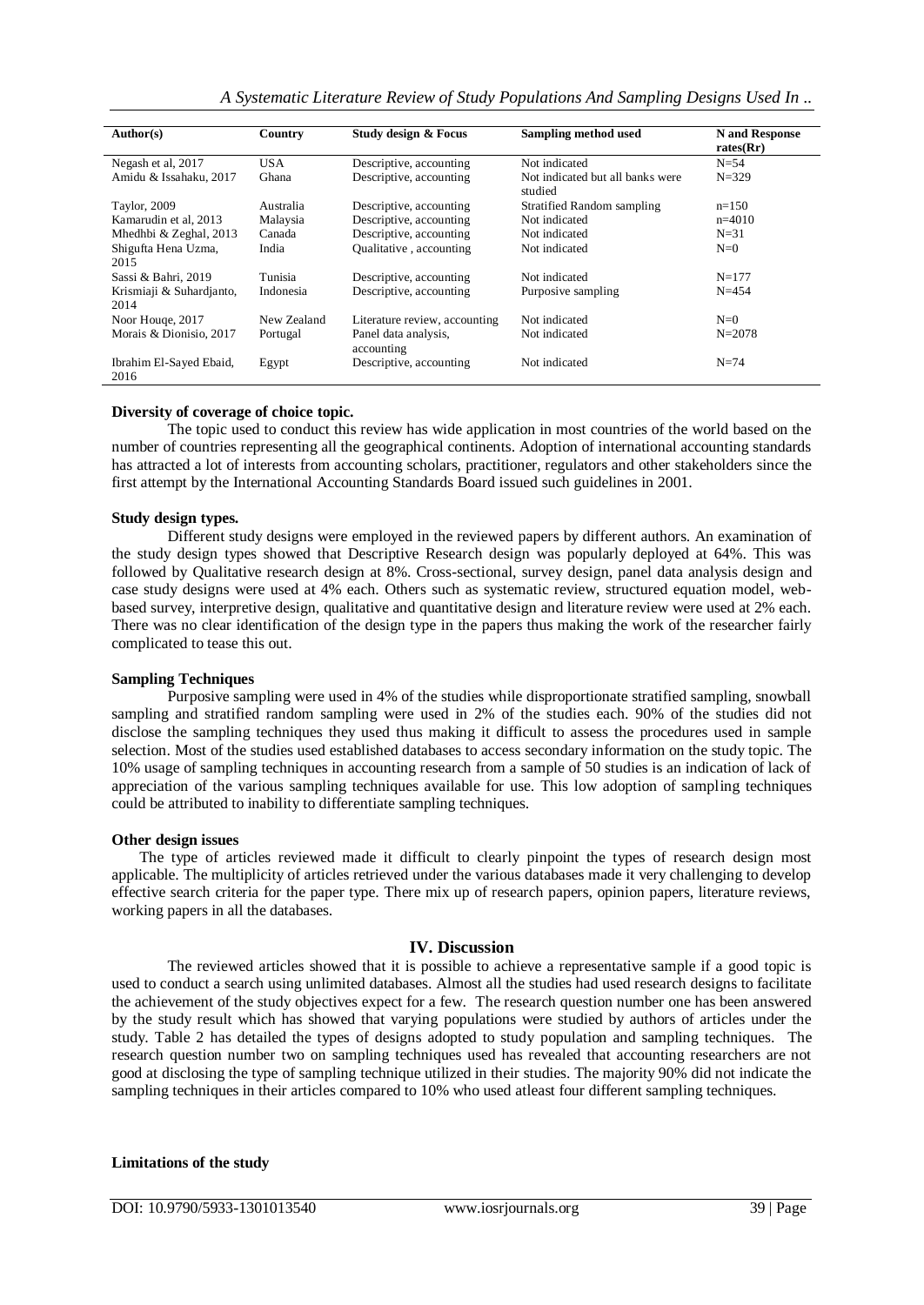| Author(s) | Country | Study design & Focus | Sampling method used | N and Response rates(Rr) |
|---|---|---|---|---|
| Negash et al, 2017 | USA | Descriptive, accounting | Not indicated | N=54 |
| Amidu & Issahaku, 2017 | Ghana | Descriptive, accounting | Not indicated but all banks were studied | N=329 |
| Taylor, 2009 | Australia | Descriptive, accounting | Stratified Random sampling | n=150 |
| Kamarudin et al, 2013 | Malaysia | Descriptive, accounting | Not indicated | n=4010 |
| Mhedhbi & Zeghal, 2013 | Canada | Descriptive, accounting | Not indicated | N=31 |
| Shigufta Hena Uzma, 2015 | India | Qualitative , accounting | Not indicated | N=0 |
| Sassi & Bahri, 2019 | Tunisia | Descriptive, accounting | Not indicated | N=177 |
| Krismiaji & Suhardjanto, 2014 | Indonesia | Descriptive, accounting | Purposive sampling | N=454 |
| Noor Houqe, 2017 | New Zealand | Literature review, accounting | Not indicated | N=0 |
| Morais & Dionisio, 2017 | Portugal | Panel data analysis, accounting | Not indicated | N=2078 |
| Ibrahim El-Sayed Ebaid, 2016 | Egypt | Descriptive, accounting | Not indicated | N=74 |

**Diversity of coverage of choice topic.**

The topic used to conduct this review has wide application in most countries of the world based on the number of countries representing all the geographical continents. Adoption of international accounting standards has attracted a lot of interests from accounting scholars, practitioner, regulators and other stakeholders since the first attempt by the International Accounting Standards Board issued such guidelines in 2001.

**Study design types.**

Different study designs were employed in the reviewed papers by different authors. An examination of the study design types showed that Descriptive Research design was popularly deployed at 64%. This was followed by Qualitative research design at 8%. Cross-sectional, survey design, panel data analysis design and case study designs were used at 4% each. Others such as systematic review, structured equation model, web-based survey, interpretive design, qualitative and quantitative design and literature review were used at 2% each. There was no clear identification of the design type in the papers thus making the work of the researcher fairly complicated to tease this out.

**Sampling Techniques**

Purposive sampling were used in 4% of the studies while disproportionate stratified sampling, snowball sampling and stratified random sampling were used in 2% of the studies each. 90% of the studies did not disclose the sampling techniques they used thus making it difficult to assess the procedures used in sample selection. Most of the studies used established databases to access secondary information on the study topic. The 10% usage of sampling techniques in accounting research from a sample of 50 studies is an indication of lack of appreciation of the various sampling techniques available for use. This low adoption of sampling techniques could be attributed to inability to differentiate sampling techniques.

**Other design issues**

The type of articles reviewed made it difficult to clearly pinpoint the types of research design most applicable. The multiplicity of articles retrieved under the various databases made it very challenging to develop effective search criteria for the paper type. There mix up of research papers, opinion papers, literature reviews, working papers in all the databases.

## IV. Discussion

The reviewed articles showed that it is possible to achieve a representative sample if a good topic is used to conduct a search using unlimited databases. Almost all the studies had used research designs to facilitate the achievement of the study objectives expect for a few. The research question number one has been answered by the study result which has showed that varying populations were studied by authors of articles under the study. Table 2 has detailed the types of designs adopted to study population and sampling techniques. The research question number two on sampling techniques used has revealed that accounting researchers are not good at disclosing the type of sampling technique utilized in their studies. The majority 90% did not indicate the sampling techniques in their articles compared to 10% who used atleast four different sampling techniques.

**Limitations of the study**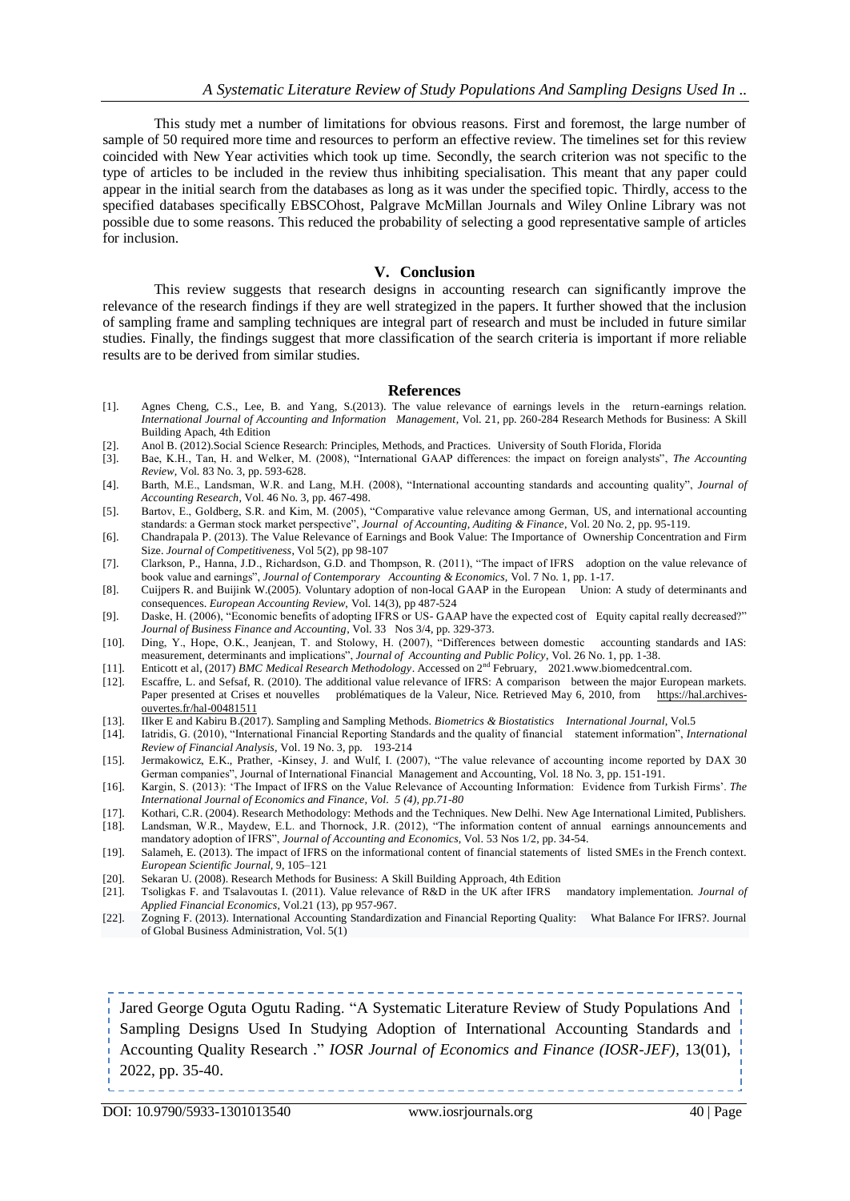This study met a number of limitations for obvious reasons. First and foremost, the large number of sample of 50 required more time and resources to perform an effective review. The timelines set for this review coincided with New Year activities which took up time. Secondly, the search criterion was not specific to the type of articles to be included in the review thus inhibiting specialisation. This meant that any paper could appear in the initial search from the databases as long as it was under the specified topic. Thirdly, access to the specified databases specifically EBSCOhost, Palgrave McMillan Journals and Wiley Online Library was not possible due to some reasons. This reduced the probability of selecting a good representative sample of articles for inclusion.

## V. Conclusion

This review suggests that research designs in accounting research can significantly improve the relevance of the research findings if they are well strategized in the papers. It further showed that the inclusion of sampling frame and sampling techniques are integral part of research and must be included in future similar studies. Finally, the findings suggest that more classification of the search criteria is important if more reliable results are to be derived from similar studies.

## References

[1]. Agnes Cheng, C.S., Lee, B. and Yang, S.(2013). The value relevance of earnings levels in the return-earnings relation. *International Journal of Accounting and Information Management*, Vol. 21, pp. 260-284 Research Methods for Business: A Skill Building Apach, 4th Edition

[2]. Anol B. (2012).Social Science Research: Principles, Methods, and Practices. University of South Florida, Florida

[3]. Bae, K.H., Tan, H. and Welker, M. (2008), "International GAAP differences: the impact on foreign analysts", *The Accounting Review*, Vol. 83 No. 3, pp. 593-628.

[4]. Barth, M.E., Landsman, W.R. and Lang, M.H. (2008), "International accounting standards and accounting quality", *Journal of Accounting Research*, Vol. 46 No. 3, pp. 467-498.

[5]. Bartov, E., Goldberg, S.R. and Kim, M. (2005), "Comparative value relevance among German, US, and international accounting standards: a German stock market perspective", *Journal of Accounting, Auditing & Finance*, Vol. 20 No. 2, pp. 95-119.

[6]. Chandrapala P. (2013). The Value Relevance of Earnings and Book Value: The Importance of Ownership Concentration and Firm Size. *Journal of Competitiveness*, Vol 5(2), pp 98-107

[7]. Clarkson, P., Hanna, J.D., Richardson, G.D. and Thompson, R. (2011), "The impact of IFRS adoption on the value relevance of book value and earnings", *Journal of Contemporary Accounting & Economics*, Vol. 7 No. 1, pp. 1-17.

[8]. Cuijpers R. and Buijink W.(2005). Voluntary adoption of non-local GAAP in the European Union: A study of determinants and consequences. *European Accounting Review*, Vol. 14(3), pp 487-524

[9]. Daske, H. (2006), "Economic benefits of adopting IFRS or US- GAAP have the expected cost of Equity capital really decreased?" *Journal of Business Finance and Accounting*, Vol. 33 Nos 3/4, pp. 329-373.

[10]. Ding, Y., Hope, O.K., Jeanjean, T. and Stolowy, H. (2007), "Differences between domestic accounting standards and IAS: measurement, determinants and implications", *Journal of Accounting and Public Policy*, Vol. 26 No. 1, pp. 1-38.

[11]. Enticott et al, (2017) *BMC Medical Research Methodology*. Accessed on 2nd February, 2021.www.biomedcentral.com.

[12]. Escaffre, L. and Sefsaf, R. (2010). The additional value relevance of IFRS: A comparison between the major European markets. Paper presented at Crises et nouvelles problématiques de la Valeur, Nice. Retrieved May 6, 2010, from https://hal.archives-ouvertes.fr/hal-00481511

[13]. IIker E and Kabiru B.(2017). Sampling and Sampling Methods. *Biometrics & Biostatistics International Journal*, Vol.5

[14]. Iatridis, G. (2010), "International Financial Reporting Standards and the quality of financial statement information", *International Review of Financial Analysis*, Vol. 19 No. 3, pp. 193-214

[15]. Jermakowicz, E.K., Prather, -Kinsey, J. and Wulf, I. (2007), "The value relevance of accounting income reported by DAX 30 German companies", Journal of International Financial Management and Accounting, Vol. 18 No. 3, pp. 151-191.

[16]. Kargin, S. (2013): 'The Impact of IFRS on the Value Relevance of Accounting Information: Evidence from Turkish Firms'. *The International Journal of Economics and Finance, Vol. 5 (4), pp.71-80*

[17]. Kothari, C.R. (2004). Research Methodology: Methods and the Techniques. New Delhi. New Age International Limited, Publishers.

[18]. Landsman, W.R., Maydew, E.L. and Thornock, J.R. (2012), "The information content of annual earnings announcements and mandatory adoption of IFRS", *Journal of Accounting and Economics*, Vol. 53 Nos 1/2, pp. 34-54.

[19]. Salameh, E. (2013). The impact of IFRS on the informational content of financial statements of listed SMEs in the French context. *European Scientific Journal*, 9, 105–121

[20]. Sekaran U. (2008). Research Methods for Business: A Skill Building Approach, 4th Edition

[21]. Tsoligkas F. and Tsalavoutas I. (2011). Value relevance of R&D in the UK after IFRS mandatory implementation. *Journal of Applied Financial Economics*, Vol.21 (13), pp 957-967.

[22]. Zogning F. (2013). International Accounting Standardization and Financial Reporting Quality: What Balance For IFRS?. Journal of Global Business Administration, Vol. 5(1)

Jared George Oguta Ogutu Rading. "A Systematic Literature Review of Study Populations And Sampling Designs Used In Studying Adoption of International Accounting Standards and Accounting Quality Research ." *IOSR Journal of Economics and Finance (IOSR-JEF)*, 13(01), 2022, pp. 35-40.